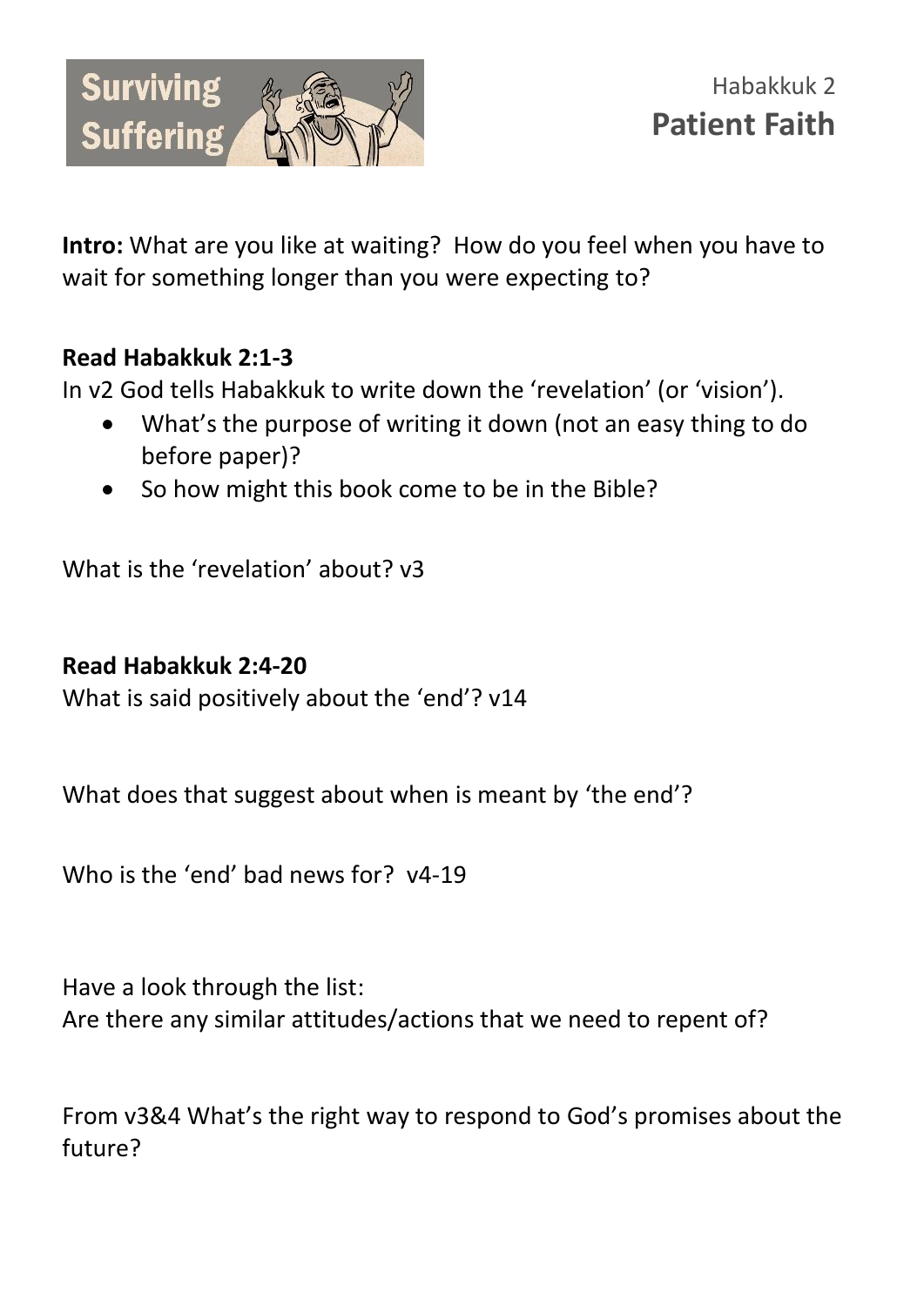Surviving Suffering

Habakkuk 2

# Patient Faith

**Intro:** What are you like at waiting? How do you feel when you have to wait for something longer than you were expecting to?

**Read Habakkuk 2:1-3**

In v2 God tells Habakkuk to write down the 'revelation' (or 'vision').

- What's the purpose of writing it down (not an easy thing to do before paper)?
- So how might this book come to be in the Bible?

What is the 'revelation' about? v3

**Read Habakkuk 2:4-20**

What is said positively about the 'end'? v14

What does that suggest about when is meant by 'the end'?

Who is the 'end' bad news for? v4-19

Have a look through the list:
Are there any similar attitudes/actions that we need to repent of?

From v3&4 What's the right way to respond to God's promises about the future?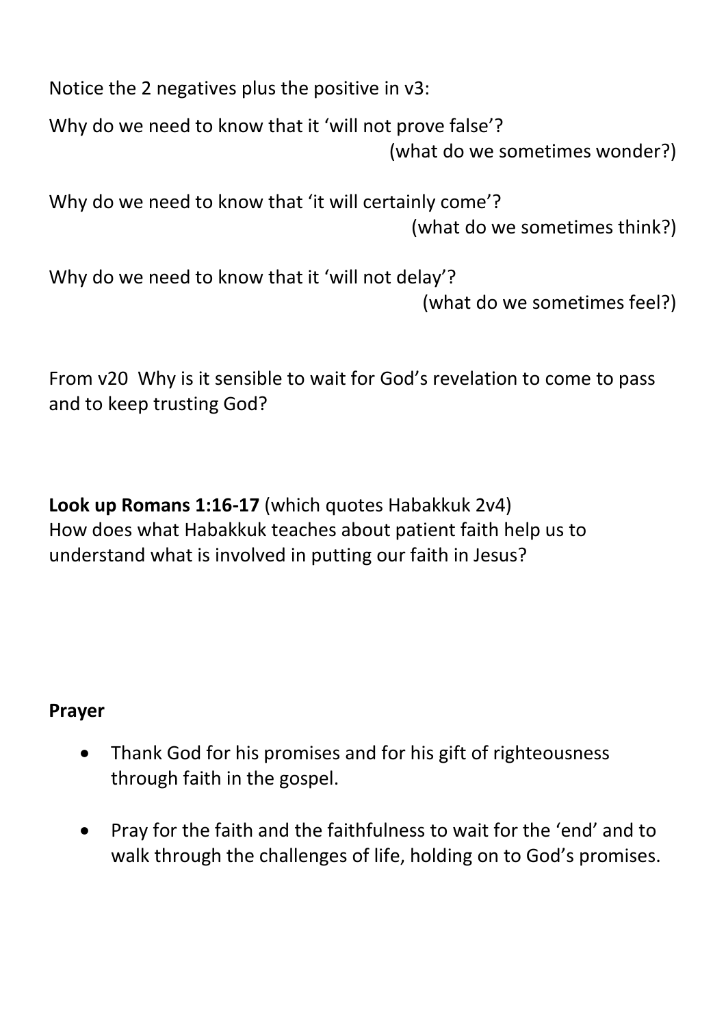Notice the 2 negatives plus the positive in v3:

Why do we need to know that it 'will not prove false'?
(what do we sometimes wonder?)

Why do we need to know that 'it will certainly come'?
(what do we sometimes think?)

Why do we need to know that it 'will not delay'?
(what do we sometimes feel?)

From v20 Why is it sensible to wait for God's revelation to come to pass and to keep trusting God?

**Look up Romans 1:16-17** (which quotes Habakkuk 2v4)
How does what Habakkuk teaches about patient faith help us to understand what is involved in putting our faith in Jesus?

**Prayer**

- Thank God for his promises and for his gift of righteousness through faith in the gospel.
- Pray for the faith and the faithfulness to wait for the 'end' and to walk through the challenges of life, holding on to God's promises.